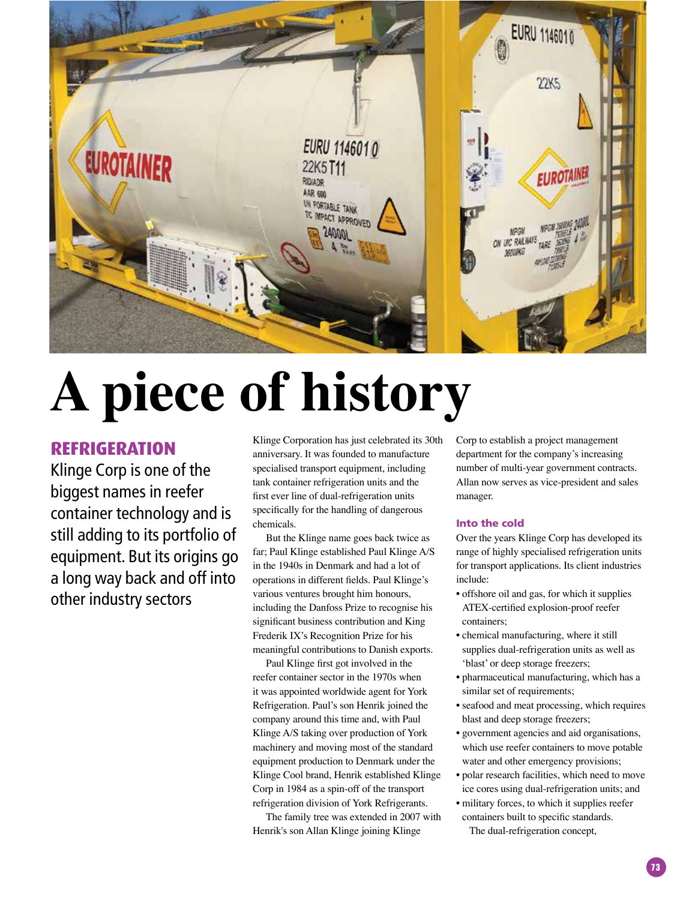# A piece of history

## REFRIGERATION

Klinge Corp is one of the biggest names in reefer container technology and is still adding to its portfolio of equipment. But its origins go a long way back and off into other industry sectors

Klinge Corporation has just celebrated its 30th anniversary. It was founded to manufacture specialised transport equipment, including tank container refrigeration units and the first ever line of dual-refrigeration units specifically for the handling of dangerous chemicals.

But the Klinge name goes back twice as far; Paul Klinge established Paul Klinge A/S in the 1940s in Denmark and had a lot of operations in different fields. Paul Klinge's various ventures brought him honours, including the Danfoss Prize to recognise his significant business contribution and King Frederik IX's Recognition Prize for his meaningful contributions to Danish exports.

Paul Klinge first got involved in the reefer container sector in the 1970s when it was appointed worldwide agent for York Refrigeration. Paul's son Henrik joined the company around this time and, with Paul Klinge A/S taking over production of York machinery and moving most of the standard equipment production to Denmark under the Klinge Cool brand, Henrik established Klinge Corp in 1984 as a spin-off of the transport refrigeration division of York Refrigerants.

The family tree was extended in 2007 with Henrik's son Allan Klinge joining Klinge Corp to establish a project management department for the company's increasing number of multi-year government contracts. Allan now serves as vice-president and sales manager.

### Into the cold

Over the years Klinge Corp has developed its range of highly specialised refrigeration units for transport applications. Its client industries include:

- offshore oil and gas, for which it supplies ATEX-certified explosion-proof reefer containers;
- chemical manufacturing, where it still supplies dual-refrigeration units as well as 'blast' or deep storage freezers;
- pharmaceutical manufacturing, which has a similar set of requirements;
- seafood and meat processing, which requires blast and deep storage freezers;
- government agencies and aid organisations, which use reefer containers to move potable water and other emergency provisions;
- polar research facilities, which need to move ice cores using dual-refrigeration units; and
- military forces, to which it supplies reefer containers built to specific standards.

The dual-refrigeration concept,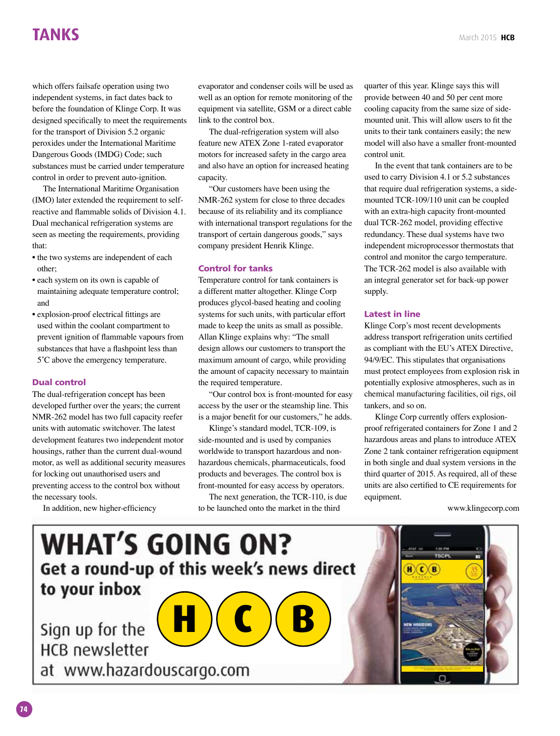which offers failsafe operation using two independent systems, in fact dates back to before the foundation of Klinge Corp. It was designed specifically to meet the requirements for the transport of Division 5.2 organic peroxides under the International Maritime Dangerous Goods (IMDG) Code; such substances must be carried under temperature control in order to prevent auto-ignition.

The International Maritime Organisation (IMO) later extended the requirement to self-reactive and flammable solids of Division 4.1. Dual mechanical refrigeration systems are seen as meeting the requirements, providing that:

- the two systems are independent of each other;
- each system on its own is capable of maintaining adequate temperature control; and
- explosion-proof electrical fittings are used within the coolant compartment to prevent ignition of flammable vapours from substances that have a flashpoint less than 5˚C above the emergency temperature.

## Dual control

The dual-refrigeration concept has been developed further over the years; the current NMR-262 model has two full capacity reefer units with automatic switchover. The latest development features two independent motor housings, rather than the current dual-wound motor, as well as additional security measures for locking out unauthorised users and preventing access to the control box without the necessary tools.

In addition, new higher-efficiency evaporator and condenser coils will be used as well as an option for remote monitoring of the equipment via satellite, GSM or a direct cable link to the control box.

The dual-refrigeration system will also feature new ATEX Zone 1-rated evaporator motors for increased safety in the cargo area and also have an option for increased heating capacity.

"Our customers have been using the NMR-262 system for close to three decades because of its reliability and its compliance with international transport regulations for the transport of certain dangerous goods," says company president Henrik Klinge.

## Control for tanks

Temperature control for tank containers is a different matter altogether. Klinge Corp produces glycol-based heating and cooling systems for such units, with particular effort made to keep the units as small as possible. Allan Klinge explains why: "The small design allows our customers to transport the maximum amount of cargo, while providing the amount of capacity necessary to maintain the required temperature.

"Our control box is front-mounted for easy access by the user or the steamship line. This is a major benefit for our customers," he adds.

Klinge's standard model, TCR-109, is side-mounted and is used by companies worldwide to transport hazardous and non-hazardous chemicals, pharmaceuticals, food products and beverages. The control box is front-mounted for easy access by operators.

The next generation, the TCR-110, is due to be launched onto the market in the third quarter of this year. Klinge says this will provide between 40 and 50 per cent more cooling capacity from the same size of side-mounted unit. This will allow users to fit the units to their tank containers easily; the new model will also have a smaller front-mounted control unit.

In the event that tank containers are to be used to carry Division 4.1 or 5.2 substances that require dual refrigeration systems, a side-mounted TCR-109/110 unit can be coupled with an extra-high capacity front-mounted dual TCR-262 model, providing effective redundancy. These dual systems have two independent microprocessor thermostats that control and monitor the cargo temperature. The TCR-262 model is also available with an integral generator set for back-up power supply.

## Latest in line

Klinge Corp's most recent developments address transport refrigeration units certified as compliant with the EU's ATEX Directive, 94/9/EC. This stipulates that organisations must protect employees from explosion risk in potentially explosive atmospheres, such as in chemical manufacturing facilities, oil rigs, oil tankers, and so on.

Klinge Corp currently offers explosion-proof refrigerated containers for Zone 1 and 2 hazardous areas and plans to introduce ATEX Zone 2 tank container refrigeration equipment in both single and dual system versions in the third quarter of 2015. As required, all of these units are also certified to CE requirements for equipment.

www.klingecorp.com

**WHAT'S GOING ON?**

**Get a round-up of this week's news direct to your inbox**

Sign up for the HCB newsletter at www.hazardouscargo.com